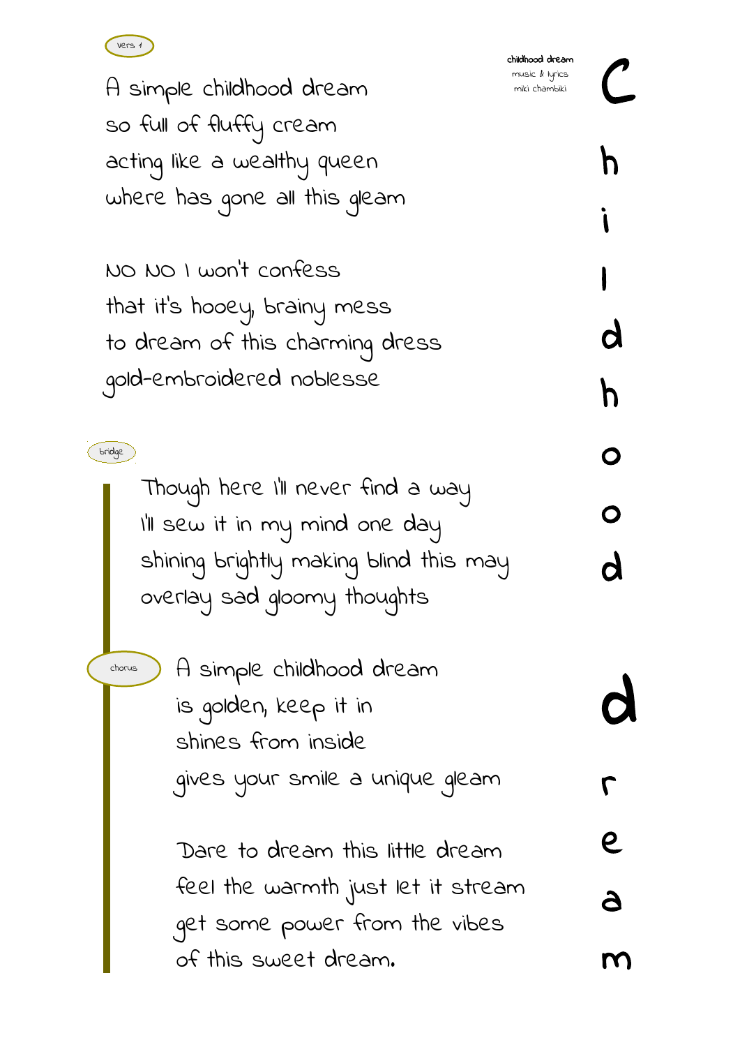# Childhood dream

**childhood dream**
music & lyrics
miki chambiki

vers 1

A simple childhood dream
so full of fluffy cream
acting like a wealthy queen
where has gone all this gleam

NO NO I won't confess
that it's hooey, brainy mess
to dream of this charming dress
gold-embroidered noblesse

bridge

Though here I'll never find a way
I'll sew it in my mind one day
shining brightly making blind this may
overlay sad gloomy thoughts

chorus

A simple childhood dream
is golden, keep it in
shines from inside
gives your smile a unique gleam

Dare to dream this little dream
feel the warmth just let it stream
get some power from the vibes
of this sweet dream.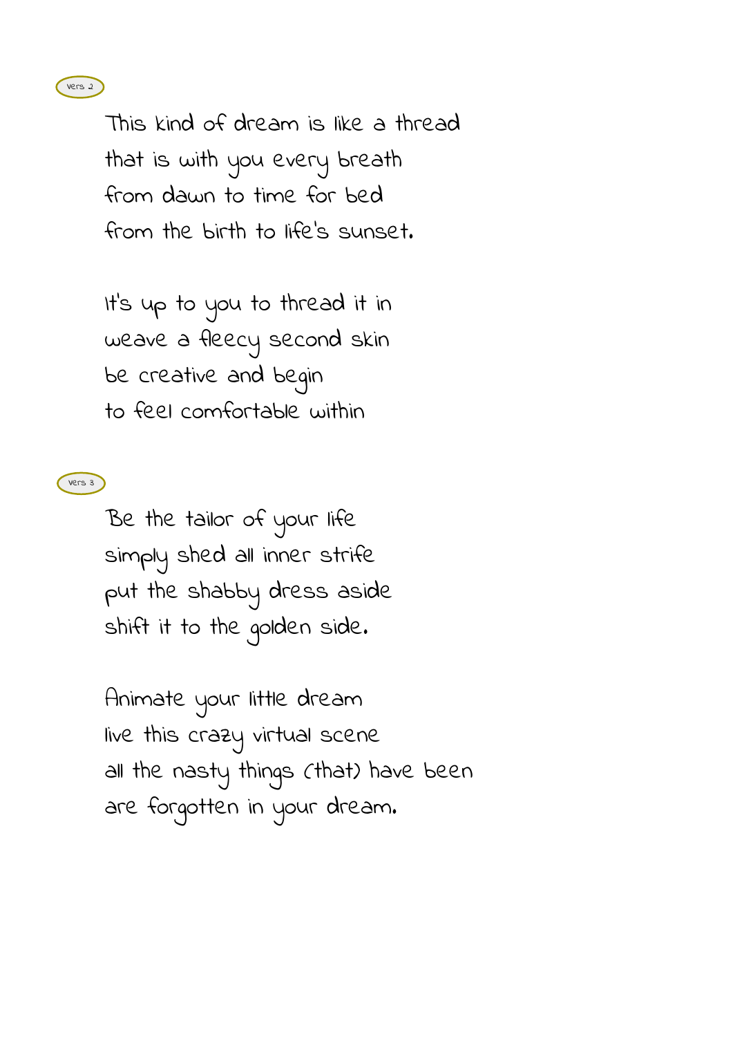vers 2

This kind of dream is like a thread
that is with you every breath
from dawn to time for bed
from the birth to life's sunset.

It's up to you to thread it in
weave a fleecy second skin
be creative and begin
to feel comfortable within

vers 3

Be the tailor of your life
simply shed all inner strife
put the shabby dress aside
shift it to the golden side.

Animate your little dream
live this crazy virtual scene
all the nasty things (that) have been
are forgotten in your dream.